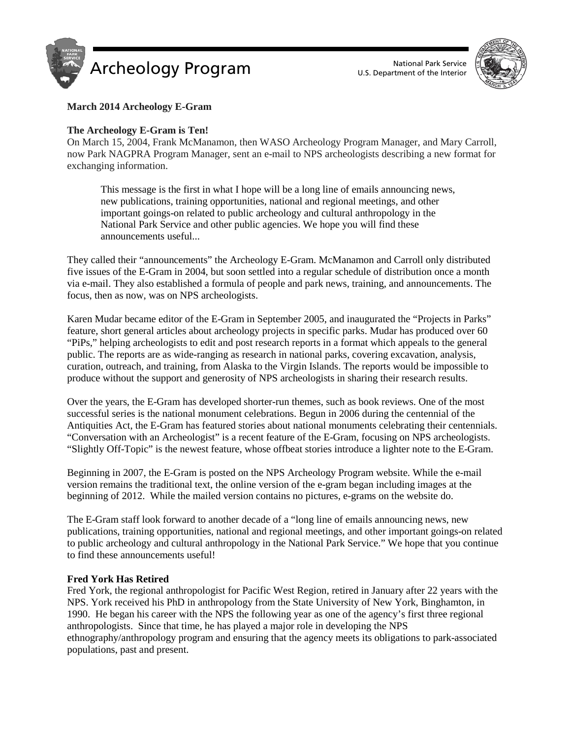# Archeology Program

National Park Service
U.S. Department of the Interior

**March 2014 Archeology E-Gram**

## The Archeology E-Gram is Ten!

On March 15, 2004, Frank McManamon, then WASO Archeology Program Manager, and Mary Carroll, now Park NAGPRA Program Manager, sent an e-mail to NPS archeologists describing a new format for exchanging information.

> This message is the first in what I hope will be a long line of emails announcing news, new publications, training opportunities, national and regional meetings, and other important goings-on related to public archeology and cultural anthropology in the National Park Service and other public agencies. We hope you will find these announcements useful...

They called their "announcements" the Archeology E-Gram. McManamon and Carroll only distributed five issues of the E-Gram in 2004, but soon settled into a regular schedule of distribution once a month via e-mail. They also established a formula of people and park news, training, and announcements. The focus, then as now, was on NPS archeologists.

Karen Mudar became editor of the E-Gram in September 2005, and inaugurated the "Projects in Parks" feature, short general articles about archeology projects in specific parks. Mudar has produced over 60 "PiPs," helping archeologists to edit and post research reports in a format which appeals to the general public. The reports are as wide-ranging as research in national parks, covering excavation, analysis, curation, outreach, and training, from Alaska to the Virgin Islands. The reports would be impossible to produce without the support and generosity of NPS archeologists in sharing their research results.

Over the years, the E-Gram has developed shorter-run themes, such as book reviews. One of the most successful series is the national monument celebrations. Begun in 2006 during the centennial of the Antiquities Act, the E-Gram has featured stories about national monuments celebrating their centennials. "Conversation with an Archeologist" is a recent feature of the E-Gram, focusing on NPS archeologists. "Slightly Off-Topic" is the newest feature, whose offbeat stories introduce a lighter note to the E-Gram.

Beginning in 2007, the E-Gram is posted on the NPS Archeology Program website. While the e-mail version remains the traditional text, the online version of the e-gram began including images at the beginning of 2012. While the mailed version contains no pictures, e-grams on the website do.

The E-Gram staff look forward to another decade of a "long line of emails announcing news, new publications, training opportunities, national and regional meetings, and other important goings-on related to public archeology and cultural anthropology in the National Park Service." We hope that you continue to find these announcements useful!

## Fred York Has Retired

Fred York, the regional anthropologist for Pacific West Region, retired in January after 22 years with the NPS. York received his PhD in anthropology from the State University of New York, Binghamton, in 1990. He began his career with the NPS the following year as one of the agency's first three regional anthropologists. Since that time, he has played a major role in developing the NPS ethnography/anthropology program and ensuring that the agency meets its obligations to park-associated populations, past and present.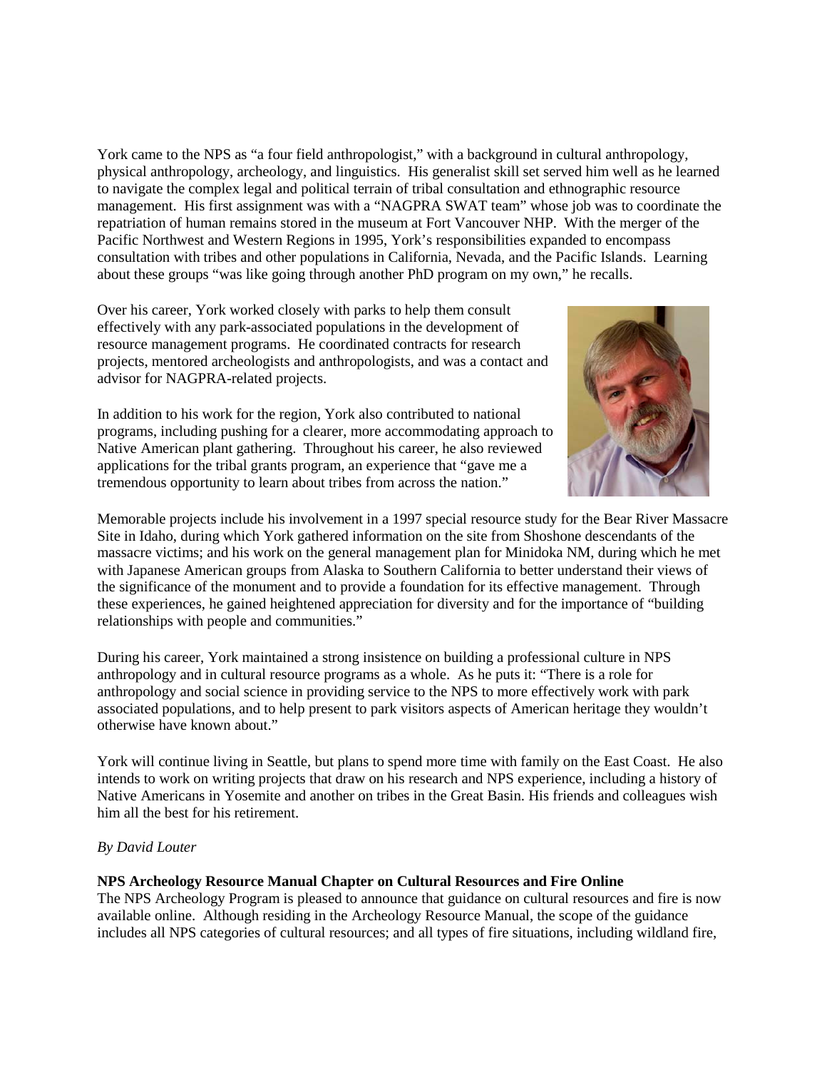York came to the NPS as "a four field anthropologist," with a background in cultural anthropology, physical anthropology, archeology, and linguistics. His generalist skill set served him well as he learned to navigate the complex legal and political terrain of tribal consultation and ethnographic resource management. His first assignment was with a "NAGPRA SWAT team" whose job was to coordinate the repatriation of human remains stored in the museum at Fort Vancouver NHP. With the merger of the Pacific Northwest and Western Regions in 1995, York's responsibilities expanded to encompass consultation with tribes and other populations in California, Nevada, and the Pacific Islands. Learning about these groups "was like going through another PhD program on my own," he recalls.

Over his career, York worked closely with parks to help them consult effectively with any park-associated populations in the development of resource management programs. He coordinated contracts for research projects, mentored archeologists and anthropologists, and was a contact and advisor for NAGPRA-related projects.

In addition to his work for the region, York also contributed to national programs, including pushing for a clearer, more accommodating approach to Native American plant gathering. Throughout his career, he also reviewed applications for the tribal grants program, an experience that "gave me a tremendous opportunity to learn about tribes from across the nation."

Memorable projects include his involvement in a 1997 special resource study for the Bear River Massacre Site in Idaho, during which York gathered information on the site from Shoshone descendants of the massacre victims; and his work on the general management plan for Minidoka NM, during which he met with Japanese American groups from Alaska to Southern California to better understand their views of the significance of the monument and to provide a foundation for its effective management. Through these experiences, he gained heightened appreciation for diversity and for the importance of "building relationships with people and communities."

During his career, York maintained a strong insistence on building a professional culture in NPS anthropology and in cultural resource programs as a whole. As he puts it: "There is a role for anthropology and social science in providing service to the NPS to more effectively work with park associated populations, and to help present to park visitors aspects of American heritage they wouldn't otherwise have known about."

York will continue living in Seattle, but plans to spend more time with family on the East Coast. He also intends to work on writing projects that draw on his research and NPS experience, including a history of Native Americans in Yosemite and another on tribes in the Great Basin. His friends and colleagues wish him all the best for his retirement.

*By David Louter*

**NPS Archeology Resource Manual Chapter on Cultural Resources and Fire Online**

The NPS Archeology Program is pleased to announce that guidance on cultural resources and fire is now available online. Although residing in the Archeology Resource Manual, the scope of the guidance includes all NPS categories of cultural resources; and all types of fire situations, including wildland fire,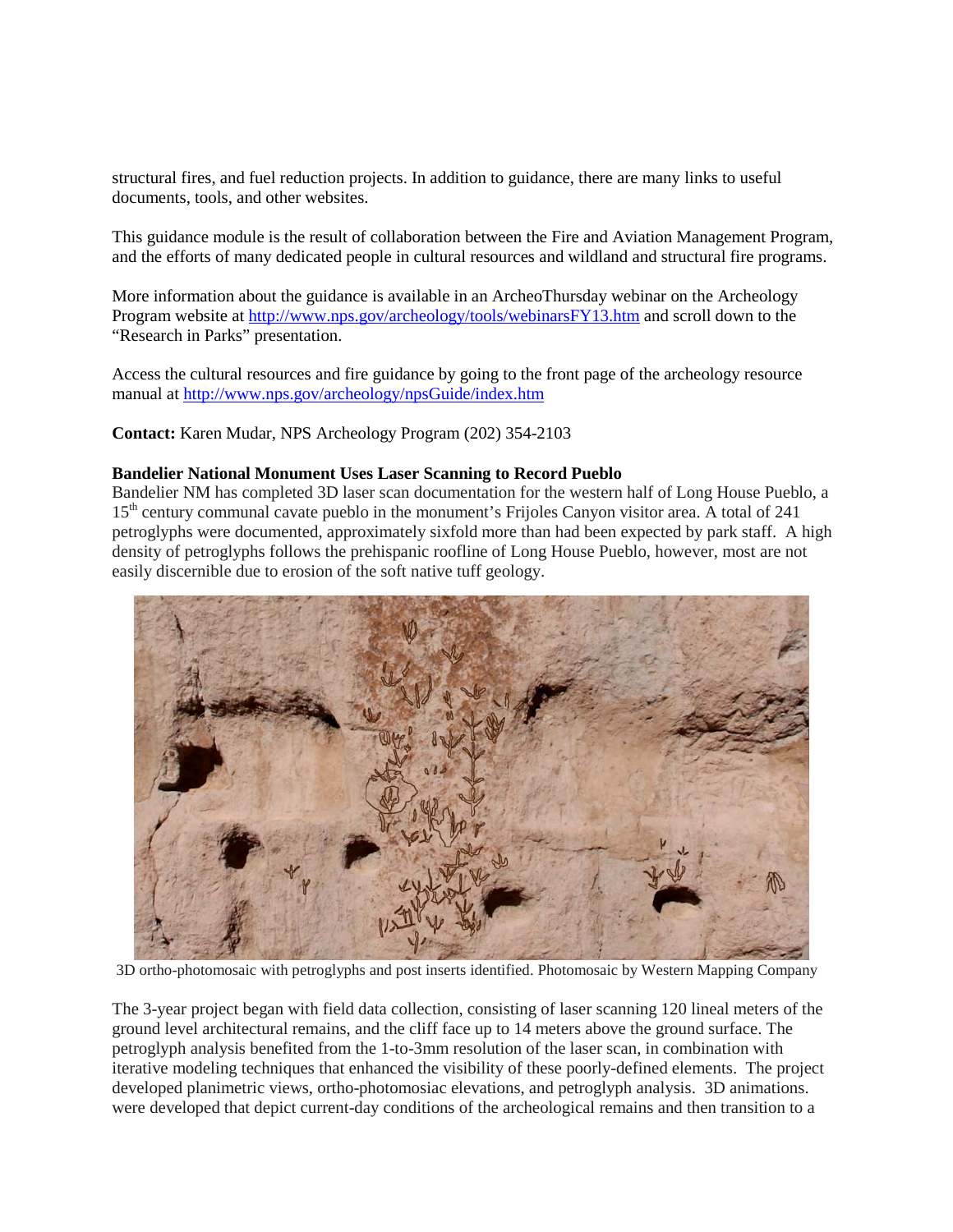structural fires, and fuel reduction projects. In addition to guidance, there are many links to useful documents, tools, and other websites.

This guidance module is the result of collaboration between the Fire and Aviation Management Program, and the efforts of many dedicated people in cultural resources and wildland and structural fire programs.

More information about the guidance is available in an ArcheoThursday webinar on the Archeology Program website at http://www.nps.gov/archeology/tools/webinarsFY13.htm and scroll down to the "Research in Parks" presentation.

Access the cultural resources and fire guidance by going to the front page of the archeology resource manual at http://www.nps.gov/archeology/npsGuide/index.htm

**Contact:** Karen Mudar, NPS Archeology Program (202) 354-2103

**Bandelier National Monument Uses Laser Scanning to Record Pueblo**

Bandelier NM has completed 3D laser scan documentation for the western half of Long House Pueblo, a 15th century communal cavate pueblo in the monument's Frijoles Canyon visitor area. A total of 241 petroglyphs were documented, approximately sixfold more than had been expected by park staff. A high density of petroglyphs follows the prehispanic roofline of Long House Pueblo, however, most are not easily discernible due to erosion of the soft native tuff geology.

3D ortho-photomosaic with petroglyphs and post inserts identified. Photomosaic by Western Mapping Company

The 3-year project began with field data collection, consisting of laser scanning 120 lineal meters of the ground level architectural remains, and the cliff face up to 14 meters above the ground surface. The petroglyph analysis benefited from the 1-to-3mm resolution of the laser scan, in combination with iterative modeling techniques that enhanced the visibility of these poorly-defined elements. The project developed planimetric views, ortho-photomosiac elevations, and petroglyph analysis. 3D animations. were developed that depict current-day conditions of the archeological remains and then transition to a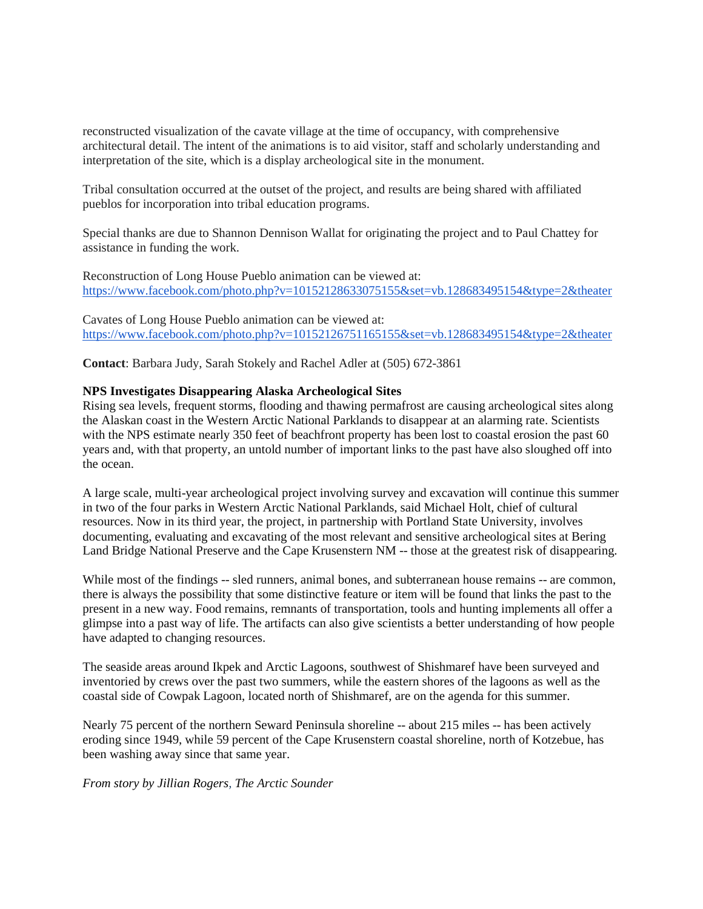reconstructed visualization of the cavate village at the time of occupancy, with comprehensive architectural detail. The intent of the animations is to aid visitor, staff and scholarly understanding and interpretation of the site, which is a display archeological site in the monument.

Tribal consultation occurred at the outset of the project, and results are being shared with affiliated pueblos for incorporation into tribal education programs.

Special thanks are due to Shannon Dennison Wallat for originating the project and to Paul Chattey for assistance in funding the work.

Reconstruction of Long House Pueblo animation can be viewed at:
https://www.facebook.com/photo.php?v=10152128633075155&set=vb.128683495154&type=2&theater

Cavates of Long House Pueblo animation can be viewed at:
https://www.facebook.com/photo.php?v=10152126751165155&set=vb.128683495154&type=2&theater

**Contact**: Barbara Judy, Sarah Stokely and Rachel Adler at (505) 672-3861

**NPS Investigates Disappearing Alaska Archeological Sites**

Rising sea levels, frequent storms, flooding and thawing permafrost are causing archeological sites along the Alaskan coast in the Western Arctic National Parklands to disappear at an alarming rate. Scientists with the NPS estimate nearly 350 feet of beachfront property has been lost to coastal erosion the past 60 years and, with that property, an untold number of important links to the past have also sloughed off into the ocean.

A large scale, multi-year archeological project involving survey and excavation will continue this summer in two of the four parks in Western Arctic National Parklands, said Michael Holt, chief of cultural resources. Now in its third year, the project, in partnership with Portland State University, involves documenting, evaluating and excavating of the most relevant and sensitive archeological sites at Bering Land Bridge National Preserve and the Cape Krusenstern NM -- those at the greatest risk of disappearing.

While most of the findings -- sled runners, animal bones, and subterranean house remains -- are common, there is always the possibility that some distinctive feature or item will be found that links the past to the present in a new way. Food remains, remnants of transportation, tools and hunting implements all offer a glimpse into a past way of life. The artifacts can also give scientists a better understanding of how people have adapted to changing resources.

The seaside areas around Ikpek and Arctic Lagoons, southwest of Shishmaref have been surveyed and inventoried by crews over the past two summers, while the eastern shores of the lagoons as well as the coastal side of Cowpak Lagoon, located north of Shishmaref, are on the agenda for this summer.

Nearly 75 percent of the northern Seward Peninsula shoreline -- about 215 miles -- has been actively eroding since 1949, while 59 percent of the Cape Krusenstern coastal shoreline, north of Kotzebue, has been washing away since that same year.

*From story by Jillian Rogers, The Arctic Sounder*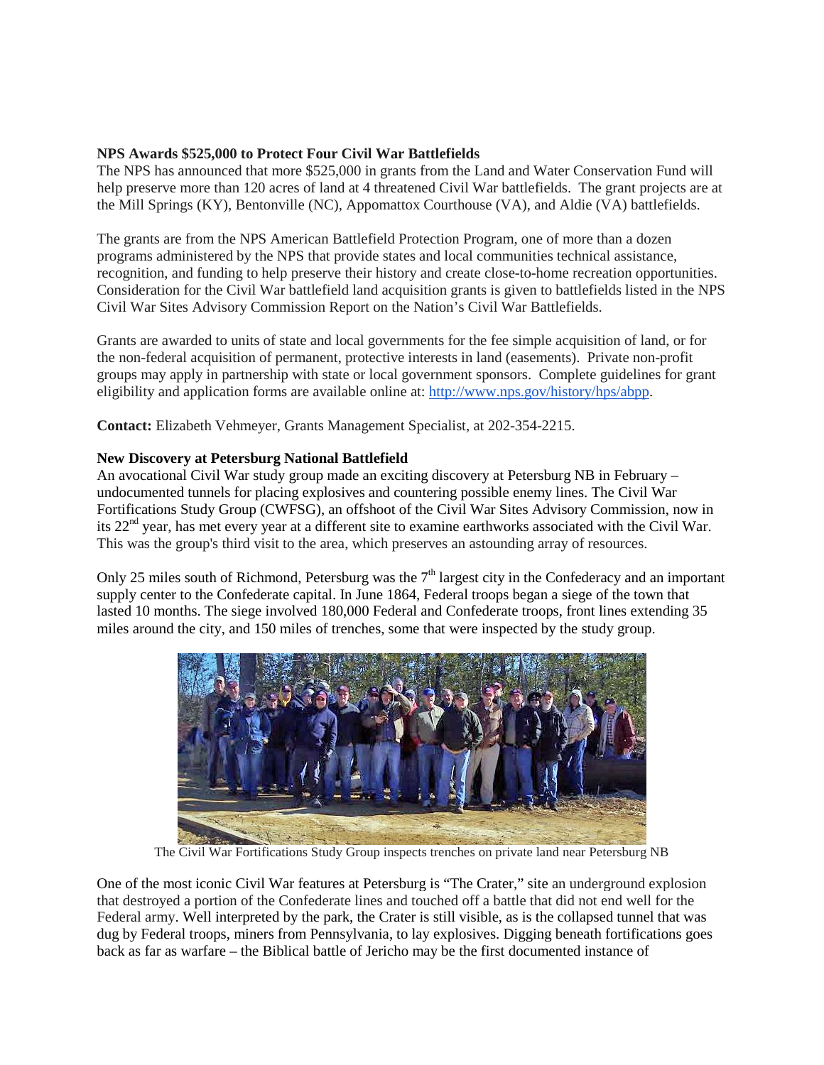**NPS Awards $525,000 to Protect Four Civil War Battlefields**
The NPS has announced that more $525,000 in grants from the Land and Water Conservation Fund will help preserve more than 120 acres of land at 4 threatened Civil War battlefields. The grant projects are at the Mill Springs (KY), Bentonville (NC), Appomattox Courthouse (VA), and Aldie (VA) battlefields.

The grants are from the NPS American Battlefield Protection Program, one of more than a dozen programs administered by the NPS that provide states and local communities technical assistance, recognition, and funding to help preserve their history and create close-to-home recreation opportunities. Consideration for the Civil War battlefield land acquisition grants is given to battlefields listed in the NPS Civil War Sites Advisory Commission Report on the Nation's Civil War Battlefields.

Grants are awarded to units of state and local governments for the fee simple acquisition of land, or for the non-federal acquisition of permanent, protective interests in land (easements). Private non-profit groups may apply in partnership with state or local government sponsors. Complete guidelines for grant eligibility and application forms are available online at: http://www.nps.gov/history/hps/abpp.

**Contact:** Elizabeth Vehmeyer, Grants Management Specialist, at 202-354-2215.

**New Discovery at Petersburg National Battlefield**
An avocational Civil War study group made an exciting discovery at Petersburg NB in February – undocumented tunnels for placing explosives and countering possible enemy lines. The Civil War Fortifications Study Group (CWFSG), an offshoot of the Civil War Sites Advisory Commission, now in its 22nd year, has met every year at a different site to examine earthworks associated with the Civil War. This was the group's third visit to the area, which preserves an astounding array of resources.

Only 25 miles south of Richmond, Petersburg was the 7th largest city in the Confederacy and an important supply center to the Confederate capital. In June 1864, Federal troops began a siege of the town that lasted 10 months. The siege involved 180,000 Federal and Confederate troops, front lines extending 35 miles around the city, and 150 miles of trenches, some that were inspected by the study group.

The Civil War Fortifications Study Group inspects trenches on private land near Petersburg NB

One of the most iconic Civil War features at Petersburg is "The Crater," site an underground explosion that destroyed a portion of the Confederate lines and touched off a battle that did not end well for the Federal army. Well interpreted by the park, the Crater is still visible, as is the collapsed tunnel that was dug by Federal troops, miners from Pennsylvania, to lay explosives. Digging beneath fortifications goes back as far as warfare – the Biblical battle of Jericho may be the first documented instance of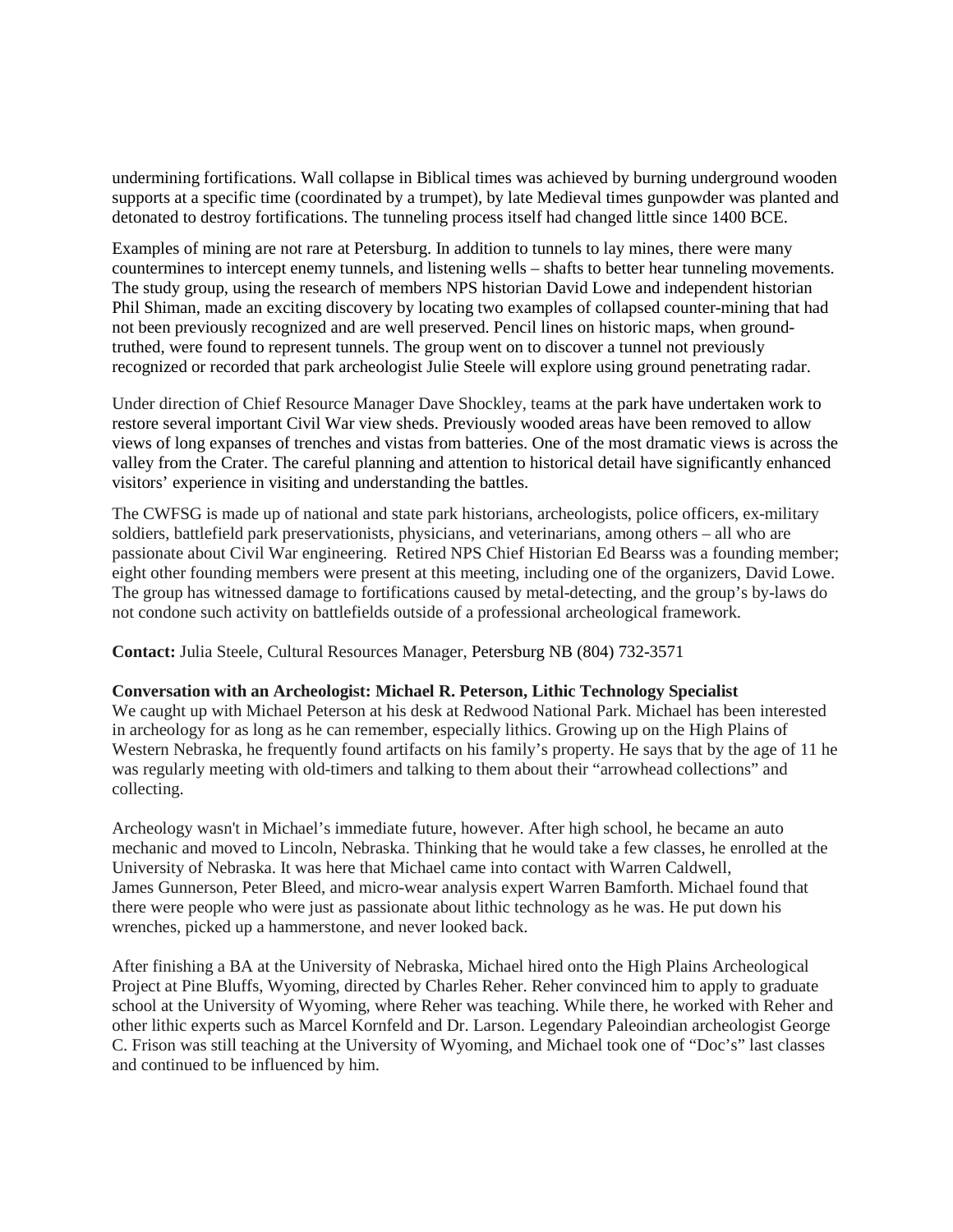undermining fortifications. Wall collapse in Biblical times was achieved by burning underground wooden supports at a specific time (coordinated by a trumpet), by late Medieval times gunpowder was planted and detonated to destroy fortifications. The tunneling process itself had changed little since 1400 BCE.

Examples of mining are not rare at Petersburg. In addition to tunnels to lay mines, there were many countermines to intercept enemy tunnels, and listening wells – shafts to better hear tunneling movements. The study group, using the research of members NPS historian David Lowe and independent historian Phil Shiman, made an exciting discovery by locating two examples of collapsed counter-mining that had not been previously recognized and are well preserved. Pencil lines on historic maps, when ground-truthed, were found to represent tunnels. The group went on to discover a tunnel not previously recognized or recorded that park archeologist Julie Steele will explore using ground penetrating radar.

Under direction of Chief Resource Manager Dave Shockley, teams at the park have undertaken work to restore several important Civil War view sheds. Previously wooded areas have been removed to allow views of long expanses of trenches and vistas from batteries. One of the most dramatic views is across the valley from the Crater. The careful planning and attention to historical detail have significantly enhanced visitors' experience in visiting and understanding the battles.

The CWFSG is made up of national and state park historians, archeologists, police officers, ex-military soldiers, battlefield park preservationists, physicians, and veterinarians, among others – all who are passionate about Civil War engineering. Retired NPS Chief Historian Ed Bearss was a founding member; eight other founding members were present at this meeting, including one of the organizers, David Lowe. The group has witnessed damage to fortifications caused by metal-detecting, and the group's by-laws do not condone such activity on battlefields outside of a professional archeological framework.

**Contact:** Julia Steele, Cultural Resources Manager, Petersburg NB (804) 732-3571

**Conversation with an Archeologist: Michael R. Peterson, Lithic Technology Specialist**

We caught up with Michael Peterson at his desk at Redwood National Park. Michael has been interested in archeology for as long as he can remember, especially lithics. Growing up on the High Plains of Western Nebraska, he frequently found artifacts on his family's property. He says that by the age of 11 he was regularly meeting with old-timers and talking to them about their "arrowhead collections" and collecting.

Archeology wasn't in Michael's immediate future, however. After high school, he became an auto mechanic and moved to Lincoln, Nebraska. Thinking that he would take a few classes, he enrolled at the University of Nebraska. It was here that Michael came into contact with Warren Caldwell, James Gunnerson, Peter Bleed, and micro-wear analysis expert Warren Bamforth. Michael found that there were people who were just as passionate about lithic technology as he was. He put down his wrenches, picked up a hammerstone, and never looked back.

After finishing a BA at the University of Nebraska, Michael hired onto the High Plains Archeological Project at Pine Bluffs, Wyoming, directed by Charles Reher. Reher convinced him to apply to graduate school at the University of Wyoming, where Reher was teaching. While there, he worked with Reher and other lithic experts such as Marcel Kornfeld and Dr. Larson. Legendary Paleoindian archeologist George C. Frison was still teaching at the University of Wyoming, and Michael took one of "Doc's" last classes and continued to be influenced by him.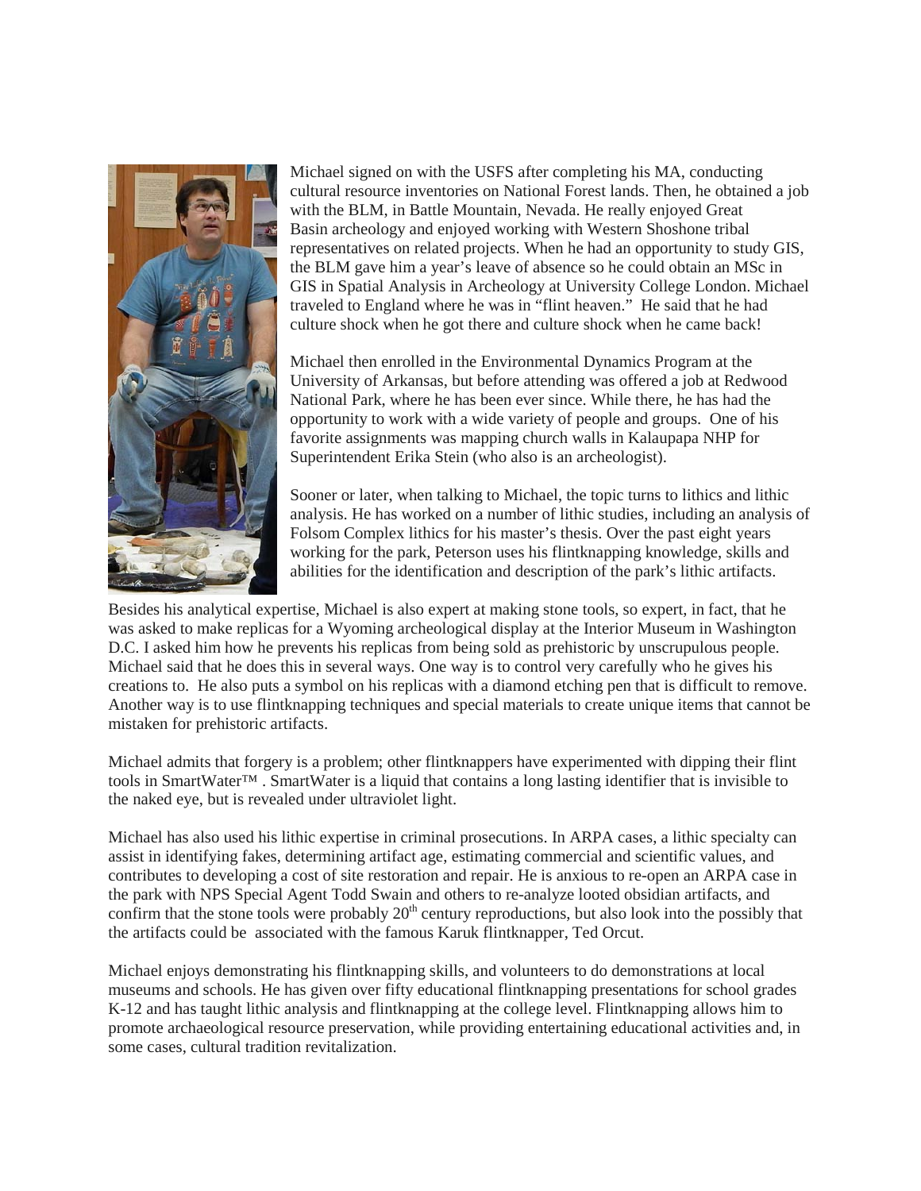Michael signed on with the USFS after completing his MA, conducting cultural resource inventories on National Forest lands. Then, he obtained a job with the BLM, in Battle Mountain, Nevada. He really enjoyed Great Basin archeology and enjoyed working with Western Shoshone tribal representatives on related projects. When he had an opportunity to study GIS, the BLM gave him a year's leave of absence so he could obtain an MSc in GIS in Spatial Analysis in Archeology at University College London. Michael traveled to England where he was in "flint heaven." He said that he had culture shock when he got there and culture shock when he came back!

Michael then enrolled in the Environmental Dynamics Program at the University of Arkansas, but before attending was offered a job at Redwood National Park, where he has been ever since. While there, he has had the opportunity to work with a wide variety of people and groups. One of his favorite assignments was mapping church walls in Kalaupapa NHP for Superintendent Erika Stein (who also is an archeologist).

Sooner or later, when talking to Michael, the topic turns to lithics and lithic analysis. He has worked on a number of lithic studies, including an analysis of Folsom Complex lithics for his master's thesis. Over the past eight years working for the park, Peterson uses his flintknapping knowledge, skills and abilities for the identification and description of the park's lithic artifacts.

Besides his analytical expertise, Michael is also expert at making stone tools, so expert, in fact, that he was asked to make replicas for a Wyoming archeological display at the Interior Museum in Washington D.C. I asked him how he prevents his replicas from being sold as prehistoric by unscrupulous people. Michael said that he does this in several ways. One way is to control very carefully who he gives his creations to. He also puts a symbol on his replicas with a diamond etching pen that is difficult to remove. Another way is to use flintknapping techniques and special materials to create unique items that cannot be mistaken for prehistoric artifacts.

Michael admits that forgery is a problem; other flintknappers have experimented with dipping their flint tools in SmartWater™ . SmartWater is a liquid that contains a long lasting identifier that is invisible to the naked eye, but is revealed under ultraviolet light.

Michael has also used his lithic expertise in criminal prosecutions. In ARPA cases, a lithic specialty can assist in identifying fakes, determining artifact age, estimating commercial and scientific values, and contributes to developing a cost of site restoration and repair. He is anxious to re-open an ARPA case in the park with NPS Special Agent Todd Swain and others to re-analyze looted obsidian artifacts, and confirm that the stone tools were probably 20th century reproductions, but also look into the possibly that the artifacts could be associated with the famous Karuk flintknapper, Ted Orcut.

Michael enjoys demonstrating his flintknapping skills, and volunteers to do demonstrations at local museums and schools. He has given over fifty educational flintknapping presentations for school grades K-12 and has taught lithic analysis and flintknapping at the college level. Flintknapping allows him to promote archaeological resource preservation, while providing entertaining educational activities and, in some cases, cultural tradition revitalization.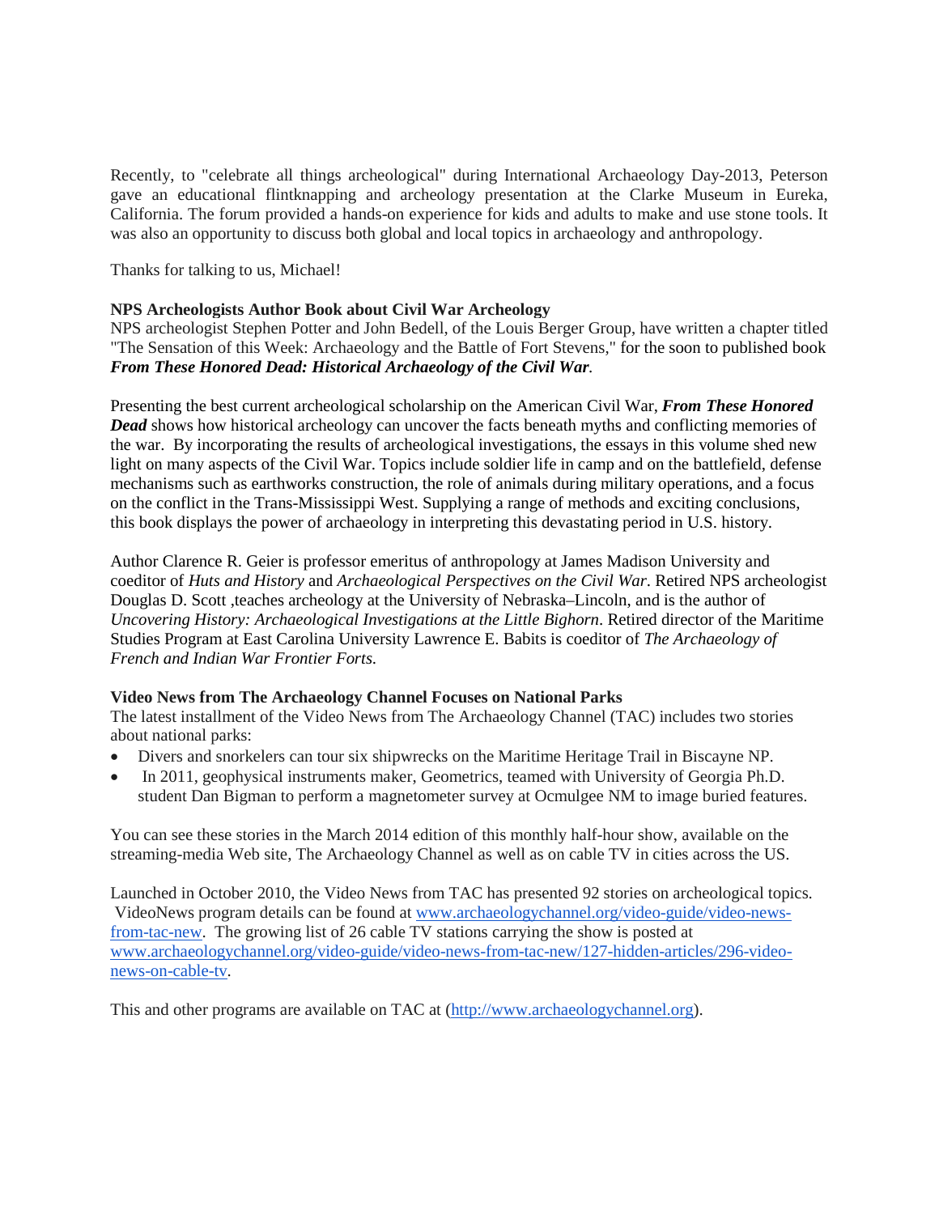Recently, to "celebrate all things archeological" during International Archaeology Day-2013, Peterson gave an educational flintknapping and archeology presentation at the Clarke Museum in Eureka, California. The forum provided a hands-on experience for kids and adults to make and use stone tools. It was also an opportunity to discuss both global and local topics in archaeology and anthropology.

Thanks for talking to us, Michael!

**NPS Archeologists Author Book about Civil War Archeology**

NPS archeologist Stephen Potter and John Bedell, of the Louis Berger Group, have written a chapter titled "The Sensation of this Week: Archaeology and the Battle of Fort Stevens," for the soon to published book ***From These Honored Dead: Historical Archaeology of the Civil War***.

Presenting the best current archeological scholarship on the American Civil War, ***From These Honored Dead*** shows how historical archeology can uncover the facts beneath myths and conflicting memories of the war. By incorporating the results of archeological investigations, the essays in this volume shed new light on many aspects of the Civil War. Topics include soldier life in camp and on the battlefield, defense mechanisms such as earthworks construction, the role of animals during military operations, and a focus on the conflict in the Trans-Mississippi West. Supplying a range of methods and exciting conclusions, this book displays the power of archaeology in interpreting this devastating period in U.S. history.

Author Clarence R. Geier is professor emeritus of anthropology at James Madison University and coeditor of *Huts and History* and *Archaeological Perspectives on the Civil War*. Retired NPS archeologist Douglas D. Scott ,teaches archeology at the University of Nebraska–Lincoln, and is the author of *Uncovering History: Archaeological Investigations at the Little Bighorn*. Retired director of the Maritime Studies Program at East Carolina University Lawrence E. Babits is coeditor of *The Archaeology of French and Indian War Frontier Forts.*

**Video News from The Archaeology Channel Focuses on National Parks**

The latest installment of the Video News from The Archaeology Channel (TAC) includes two stories about national parks:

- Divers and snorkelers can tour six shipwrecks on the Maritime Heritage Trail in Biscayne NP.
- In 2011, geophysical instruments maker, Geometrics, teamed with University of Georgia Ph.D. student Dan Bigman to perform a magnetometer survey at Ocmulgee NM to image buried features.

You can see these stories in the March 2014 edition of this monthly half-hour show, available on the streaming-media Web site, The Archaeology Channel as well as on cable TV in cities across the US.

Launched in October 2010, the Video News from TAC has presented 92 stories on archeological topics. VideoNews program details can be found at [www.archaeologychannel.org/video-guide/video-news-from-tac-new](www.archaeologychannel.org/video-guide/video-news-from-tac-new). The growing list of 26 cable TV stations carrying the show is posted at [www.archaeologychannel.org/video-guide/video-news-from-tac-new/127-hidden-articles/296-video-news-on-cable-tv](www.archaeologychannel.org/video-guide/video-news-from-tac-new/127-hidden-articles/296-video-news-on-cable-tv).

This and other programs are available on TAC at ([http://www.archaeologychannel.org](http://www.archaeologychannel.org)).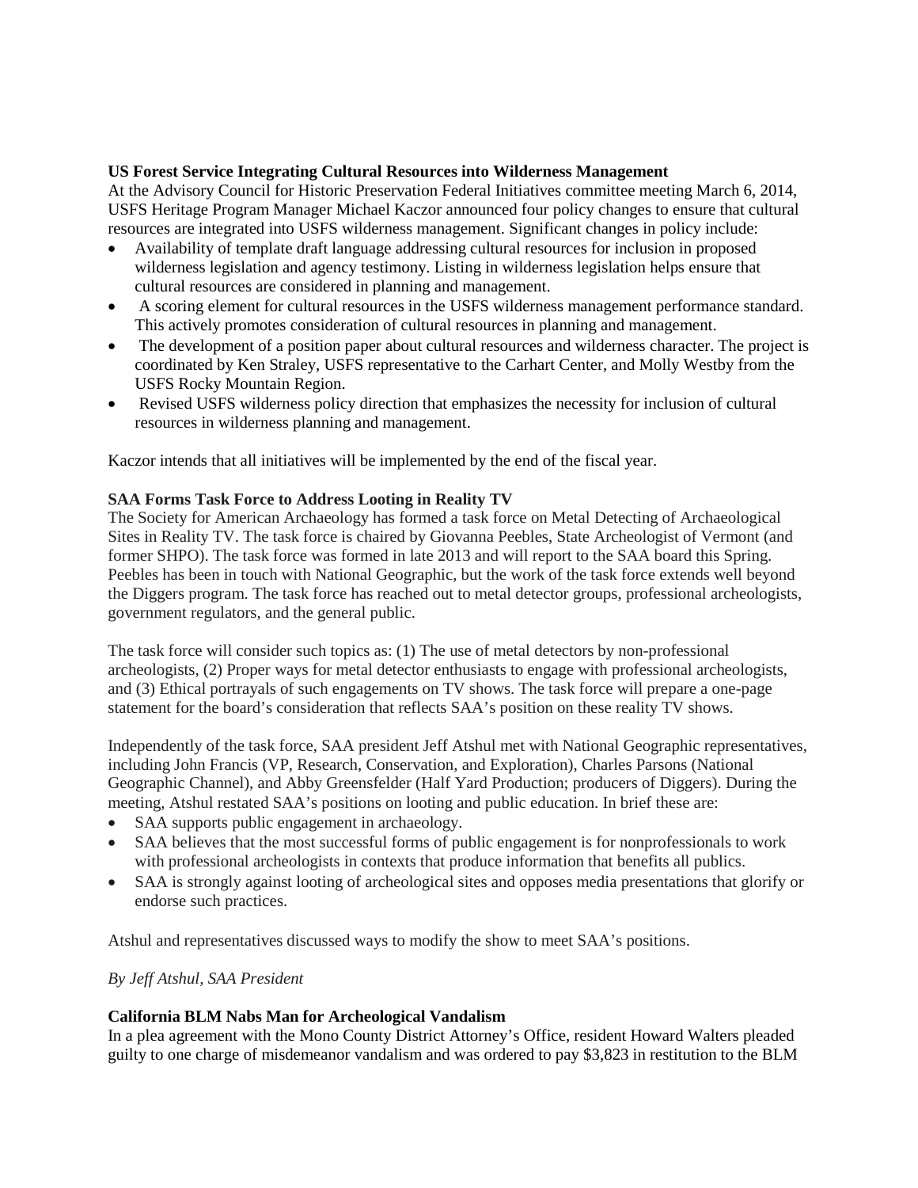**US Forest Service Integrating Cultural Resources into Wilderness Management**

At the Advisory Council for Historic Preservation Federal Initiatives committee meeting March 6, 2014, USFS Heritage Program Manager Michael Kaczor announced four policy changes to ensure that cultural resources are integrated into USFS wilderness management. Significant changes in policy include:

- Availability of template draft language addressing cultural resources for inclusion in proposed wilderness legislation and agency testimony. Listing in wilderness legislation helps ensure that cultural resources are considered in planning and management.
- A scoring element for cultural resources in the USFS wilderness management performance standard. This actively promotes consideration of cultural resources in planning and management.
- The development of a position paper about cultural resources and wilderness character. The project is coordinated by Ken Straley, USFS representative to the Carhart Center, and Molly Westby from the USFS Rocky Mountain Region.
- Revised USFS wilderness policy direction that emphasizes the necessity for inclusion of cultural resources in wilderness planning and management.

Kaczor intends that all initiatives will be implemented by the end of the fiscal year.

**SAA Forms Task Force to Address Looting in Reality TV**

The Society for American Archaeology has formed a task force on Metal Detecting of Archaeological Sites in Reality TV. The task force is chaired by Giovanna Peebles, State Archeologist of Vermont (and former SHPO). The task force was formed in late 2013 and will report to the SAA board this Spring. Peebles has been in touch with National Geographic, but the work of the task force extends well beyond the Diggers program. The task force has reached out to metal detector groups, professional archeologists, government regulators, and the general public.

The task force will consider such topics as: (1) The use of metal detectors by non-professional archeologists, (2) Proper ways for metal detector enthusiasts to engage with professional archeologists, and (3) Ethical portrayals of such engagements on TV shows. The task force will prepare a one-page statement for the board's consideration that reflects SAA's position on these reality TV shows.

Independently of the task force, SAA president Jeff Atshul met with National Geographic representatives, including John Francis (VP, Research, Conservation, and Exploration), Charles Parsons (National Geographic Channel), and Abby Greensfelder (Half Yard Production; producers of Diggers). During the meeting, Atshul restated SAA's positions on looting and public education. In brief these are:

- SAA supports public engagement in archaeology.
- SAA believes that the most successful forms of public engagement is for nonprofessionals to work with professional archeologists in contexts that produce information that benefits all publics.
- SAA is strongly against looting of archeological sites and opposes media presentations that glorify or endorse such practices.

Atshul and representatives discussed ways to modify the show to meet SAA's positions.

*By Jeff Atshul, SAA President*

**California BLM Nabs Man for Archeological Vandalism**

In a plea agreement with the Mono County District Attorney's Office, resident Howard Walters pleaded guilty to one charge of misdemeanor vandalism and was ordered to pay $3,823 in restitution to the BLM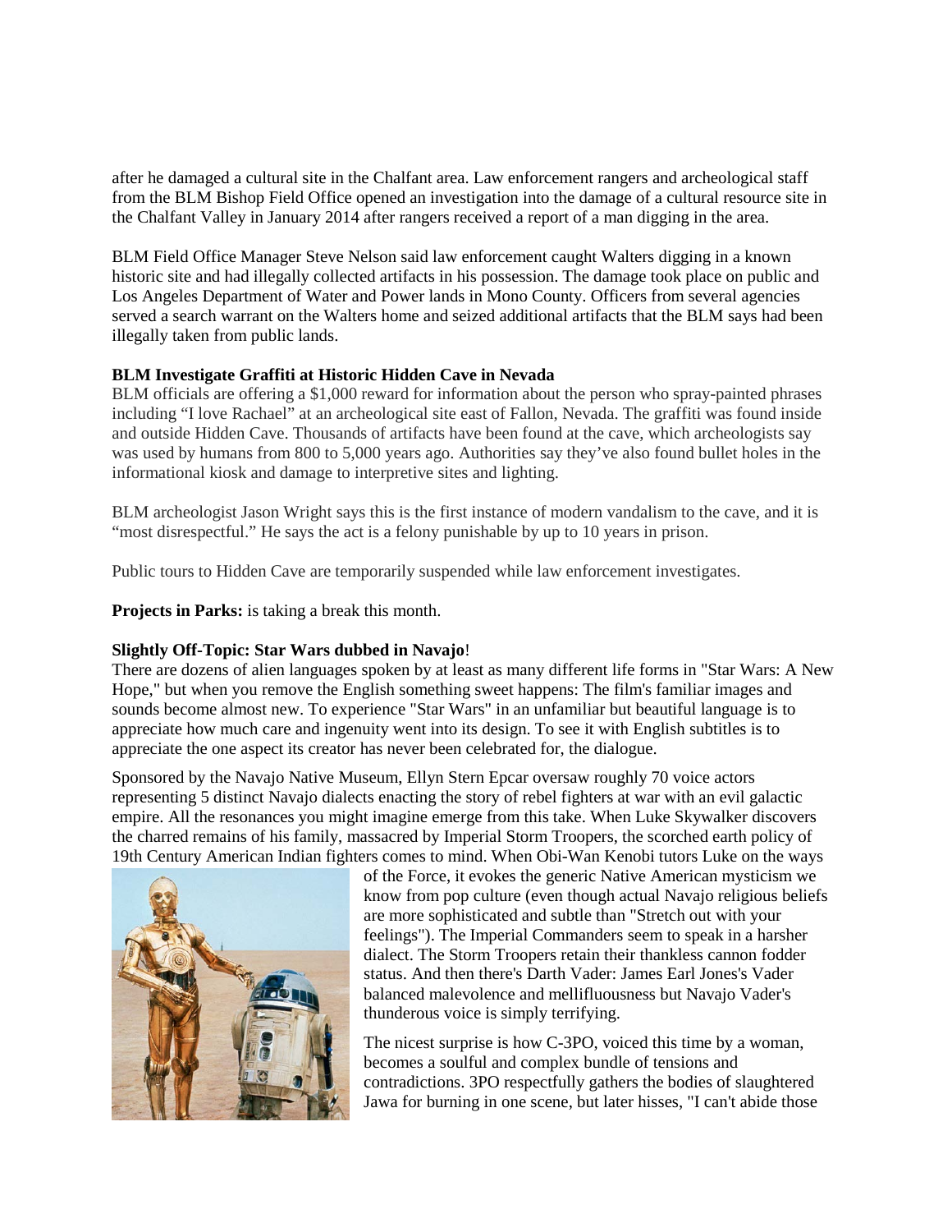after he damaged a cultural site in the Chalfant area. Law enforcement rangers and archeological staff from the BLM Bishop Field Office opened an investigation into the damage of a cultural resource site in the Chalfant Valley in January 2014 after rangers received a report of a man digging in the area.

BLM Field Office Manager Steve Nelson said law enforcement caught Walters digging in a known historic site and had illegally collected artifacts in his possession. The damage took place on public and Los Angeles Department of Water and Power lands in Mono County. Officers from several agencies served a search warrant on the Walters home and seized additional artifacts that the BLM says had been illegally taken from public lands.

**BLM Investigate Graffiti at Historic Hidden Cave in Nevada**
BLM officials are offering a $1,000 reward for information about the person who spray-painted phrases including "I love Rachael" at an archeological site east of Fallon, Nevada. The graffiti was found inside and outside Hidden Cave. Thousands of artifacts have been found at the cave, which archeologists say was used by humans from 800 to 5,000 years ago. Authorities say they've also found bullet holes in the informational kiosk and damage to interpretive sites and lighting.

BLM archeologist Jason Wright says this is the first instance of modern vandalism to the cave, and it is "most disrespectful." He says the act is a felony punishable by up to 10 years in prison.

Public tours to Hidden Cave are temporarily suspended while law enforcement investigates.

**Projects in Parks:** is taking a break this month.

**Slightly Off-Topic: Star Wars dubbed in Navajo**!
There are dozens of alien languages spoken by at least as many different life forms in "Star Wars: A New Hope," but when you remove the English something sweet happens: The film's familiar images and sounds become almost new. To experience "Star Wars" in an unfamiliar but beautiful language is to appreciate how much care and ingenuity went into its design. To see it with English subtitles is to appreciate the one aspect its creator has never been celebrated for, the dialogue.

Sponsored by the Navajo Native Museum, Ellyn Stern Epcar oversaw roughly 70 voice actors representing 5 distinct Navajo dialects enacting the story of rebel fighters at war with an evil galactic empire. All the resonances you might imagine emerge from this take. When Luke Skywalker discovers the charred remains of his family, massacred by Imperial Storm Troopers, the scorched earth policy of 19th Century American Indian fighters comes to mind. When Obi-Wan Kenobi tutors Luke on the ways of the Force, it evokes the generic Native American mysticism we know from pop culture (even though actual Navajo religious beliefs are more sophisticated and subtle than "Stretch out with your feelings"). The Imperial Commanders seem to speak in a harsher dialect. The Storm Troopers retain their thankless cannon fodder status. And then there's Darth Vader: James Earl Jones's Vader balanced malevolence and mellifluousness but Navajo Vader's thunderous voice is simply terrifying.

The nicest surprise is how C-3PO, voiced this time by a woman, becomes a soulful and complex bundle of tensions and contradictions. 3PO respectfully gathers the bodies of slaughtered Jawa for burning in one scene, but later hisses, "I can't abide those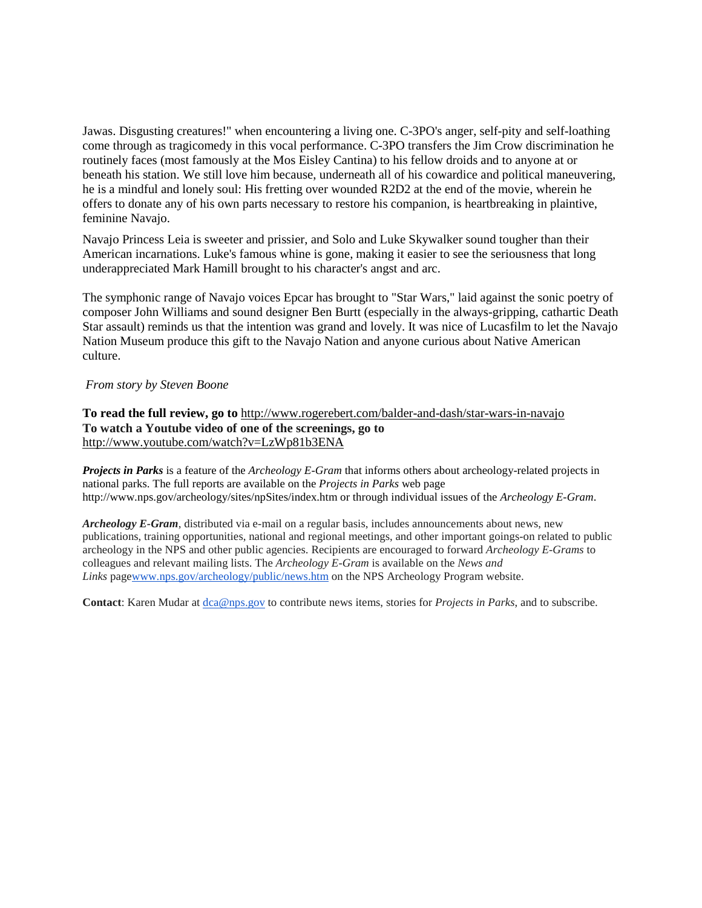Jawas. Disgusting creatures!" when encountering a living one. C-3PO's anger, self-pity and self-loathing come through as tragicomedy in this vocal performance. C-3PO transfers the Jim Crow discrimination he routinely faces (most famously at the Mos Eisley Cantina) to his fellow droids and to anyone at or beneath his station. We still love him because, underneath all of his cowardice and political maneuvering, he is a mindful and lonely soul: His fretting over wounded R2D2 at the end of the movie, wherein he offers to donate any of his own parts necessary to restore his companion, is heartbreaking in plaintive, feminine Navajo.

Navajo Princess Leia is sweeter and prissier, and Solo and Luke Skywalker sound tougher than their American incarnations. Luke's famous whine is gone, making it easier to see the seriousness that long underappreciated Mark Hamill brought to his character's angst and arc.

The symphonic range of Navajo voices Epcar has brought to "Star Wars," laid against the sonic poetry of composer John Williams and sound designer Ben Burtt (especially in the always-gripping, cathartic Death Star assault) reminds us that the intention was grand and lovely. It was nice of Lucasfilm to let the Navajo Nation Museum produce this gift to the Navajo Nation and anyone curious about Native American culture.

*From story by Steven Boone*

**To read the full review, go to** http://www.rogerebert.com/balder-and-dash/star-wars-in-navajo
**To watch a Youtube video of one of the screenings, go to**
http://www.youtube.com/watch?v=LzWp81b3ENA

***Projects in Parks*** is a feature of the *Archeology E-Gram* that informs others about archeology-related projects in national parks. The full reports are available on the *Projects in Parks* web page http://www.nps.gov/archeology/sites/npSites/index.htm or through individual issues of the *Archeology E-Gram*.

***Archeology E-Gram***, distributed via e-mail on a regular basis, includes announcements about news, new publications, training opportunities, national and regional meetings, and other important goings-on related to public archeology in the NPS and other public agencies. Recipients are encouraged to forward *Archeology E-Grams* to colleagues and relevant mailing lists. The *Archeology E-Gram* is available on the *News and Links* pagewww.nps.gov/archeology/public/news.htm on the NPS Archeology Program website.

**Contact**: Karen Mudar at dca@nps.gov to contribute news items, stories for *Projects in Parks*, and to subscribe.